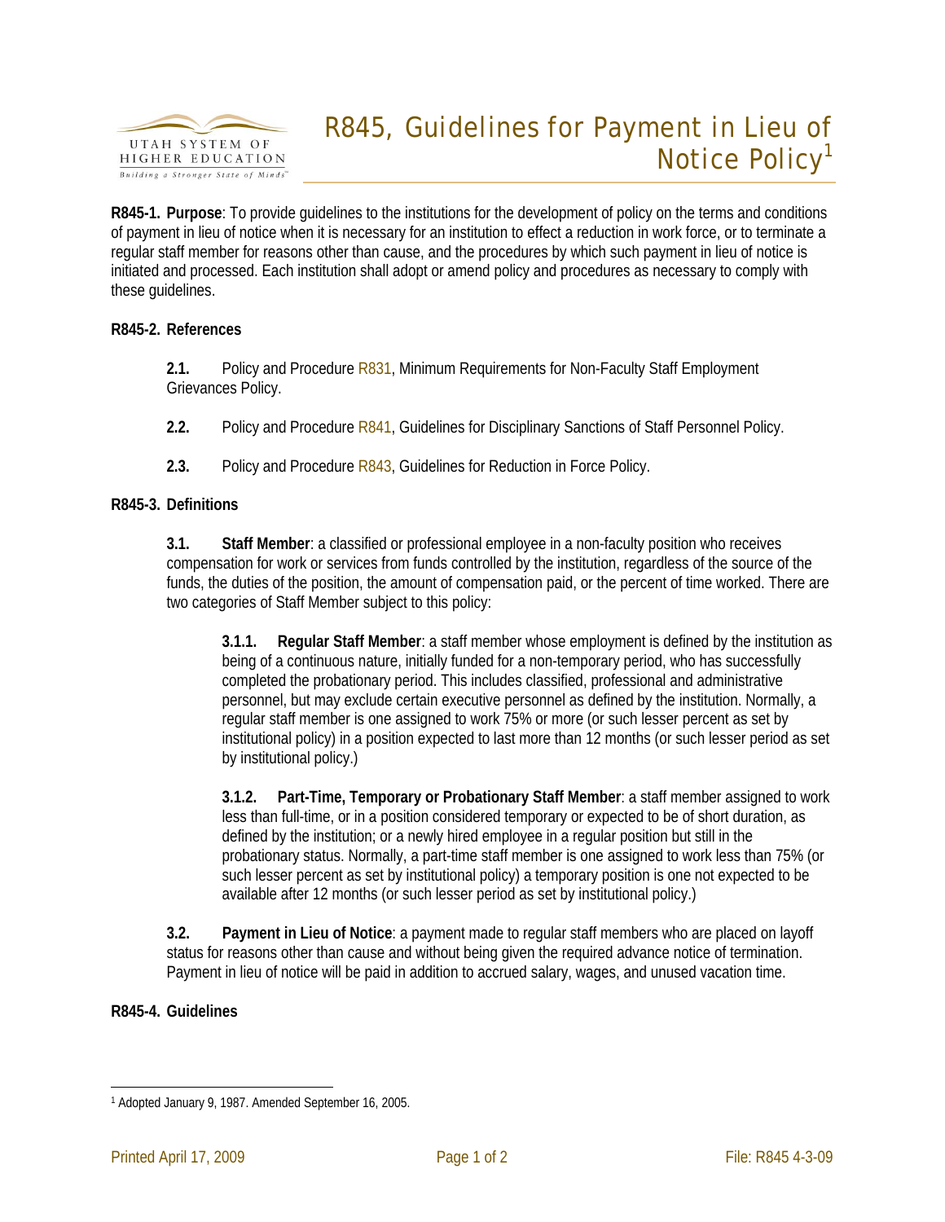# R845, Guidelines for Payment in Lieu of Notice Policy[1]

**R845-1. Purpose**: To provide guidelines to the institutions for the development of policy on the terms and conditions of payment in lieu of notice when it is necessary for an institution to effect a reduction in work force, or to terminate a regular staff member for reasons other than cause, and the procedures by which such payment in lieu of notice is initiated and processed. Each institution shall adopt or amend policy and procedures as necessary to comply with these guidelines.

**R845-2. References**

**2.1.** Policy and Procedure R831, Minimum Requirements for Non-Faculty Staff Employment Grievances Policy.

**2.2.** Policy and Procedure R841, Guidelines for Disciplinary Sanctions of Staff Personnel Policy.

**2.3.** Policy and Procedure R843, Guidelines for Reduction in Force Policy.

**R845-3. Definitions**

**3.1. Staff Member**: a classified or professional employee in a non-faculty position who receives compensation for work or services from funds controlled by the institution, regardless of the source of the funds, the duties of the position, the amount of compensation paid, or the percent of time worked. There are two categories of Staff Member subject to this policy:

**3.1.1. Regular Staff Member**: a staff member whose employment is defined by the institution as being of a continuous nature, initially funded for a non-temporary period, who has successfully completed the probationary period. This includes classified, professional and administrative personnel, but may exclude certain executive personnel as defined by the institution. Normally, a regular staff member is one assigned to work 75% or more (or such lesser percent as set by institutional policy) in a position expected to last more than 12 months (or such lesser period as set by institutional policy.)

**3.1.2. Part-Time, Temporary or Probationary Staff Member**: a staff member assigned to work less than full-time, or in a position considered temporary or expected to be of short duration, as defined by the institution; or a newly hired employee in a regular position but still in the probationary status. Normally, a part-time staff member is one assigned to work less than 75% (or such lesser percent as set by institutional policy) a temporary position is one not expected to be available after 12 months (or such lesser period as set by institutional policy.)

**3.2. Payment in Lieu of Notice**: a payment made to regular staff members who are placed on layoff status for reasons other than cause and without being given the required advance notice of termination. Payment in lieu of notice will be paid in addition to accrued salary, wages, and unused vacation time.

**R845-4. Guidelines**

[1] Adopted January 9, 1987. Amended September 16, 2005.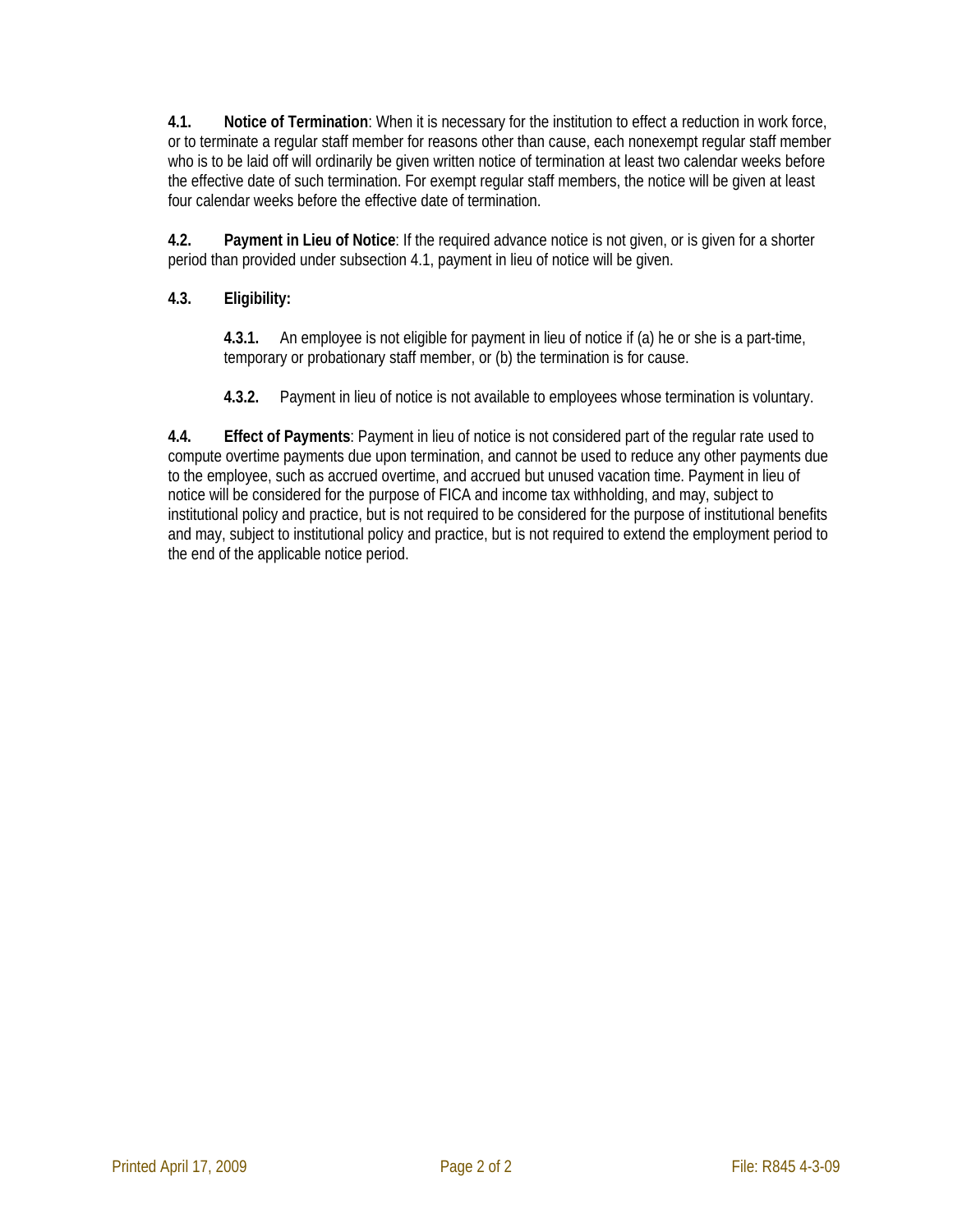**4.1. Notice of Termination**: When it is necessary for the institution to effect a reduction in work force, or to terminate a regular staff member for reasons other than cause, each nonexempt regular staff member who is to be laid off will ordinarily be given written notice of termination at least two calendar weeks before the effective date of such termination. For exempt regular staff members, the notice will be given at least four calendar weeks before the effective date of termination.

**4.2. Payment in Lieu of Notice**: If the required advance notice is not given, or is given for a shorter period than provided under subsection 4.1, payment in lieu of notice will be given.

**4.3. Eligibility:**

> **4.3.1.** An employee is not eligible for payment in lieu of notice if (a) he or she is a part-time, temporary or probationary staff member, or (b) the termination is for cause.
>
> **4.3.2.** Payment in lieu of notice is not available to employees whose termination is voluntary.

**4.4. Effect of Payments**: Payment in lieu of notice is not considered part of the regular rate used to compute overtime payments due upon termination, and cannot be used to reduce any other payments due to the employee, such as accrued overtime, and accrued but unused vacation time. Payment in lieu of notice will be considered for the purpose of FICA and income tax withholding, and may, subject to institutional policy and practice, but is not required to be considered for the purpose of institutional benefits and may, subject to institutional policy and practice, but is not required to extend the employment period to the end of the applicable notice period.